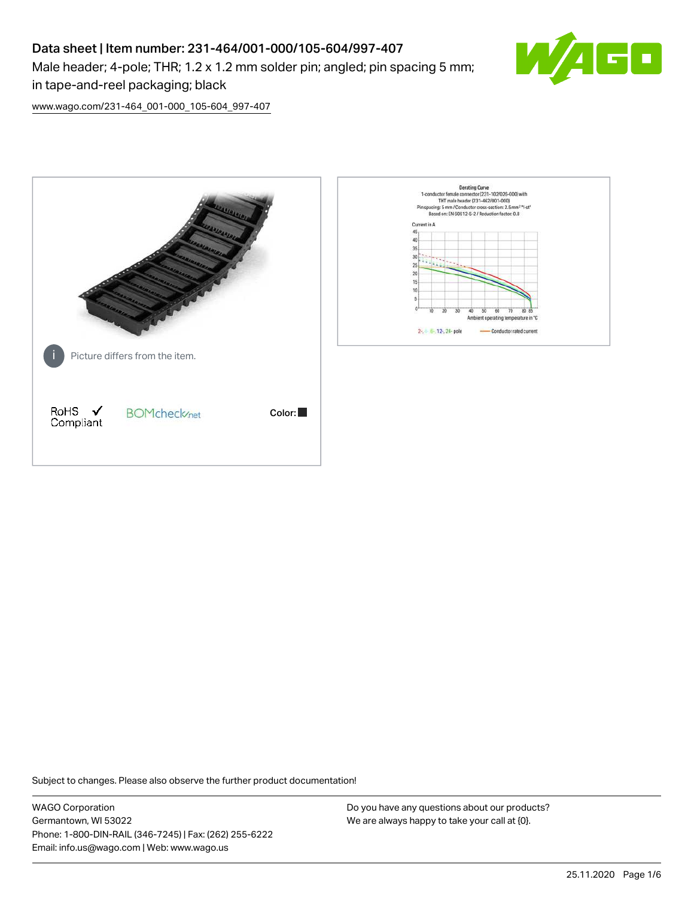# Data sheet | Item number: 231-464/001-000/105-604/997-407

Male header; 4-pole; THR; 1.2 x 1.2 mm solder pin; angled; pin spacing 5 mm; in tape-and-reel packaging; black

www.wago.com/231-464_001-000_105-604_997-407

Picture differs from the item.

RoHS ✓ Compliant

BOMcheck.net

Color:

Derating Curve
1-conductor female connector (231-102/026-000) with THT male header (231-462/001-000)
Pin spacing: 5 mm / Conductor cross-section: 2.5 mm² "f-st"
Based on: EN 60512-5-2 / Reduction factor: 0.8

Current in A

Ambient operating temperature in °C

2-, 4-, 6-, 12-, 24- pole — Conductor rated current

Subject to changes. Please also observe the further product documentation!

WAGO Corporation
Germantown, WI 53022
Phone: 1-800-DIN-RAIL (346-7245) | Fax: (262) 255-6222
Email: info.us@wago.com | Web: www.wago.us

Do you have any questions about our products?
We are always happy to take your call at {0}.

25.11.2020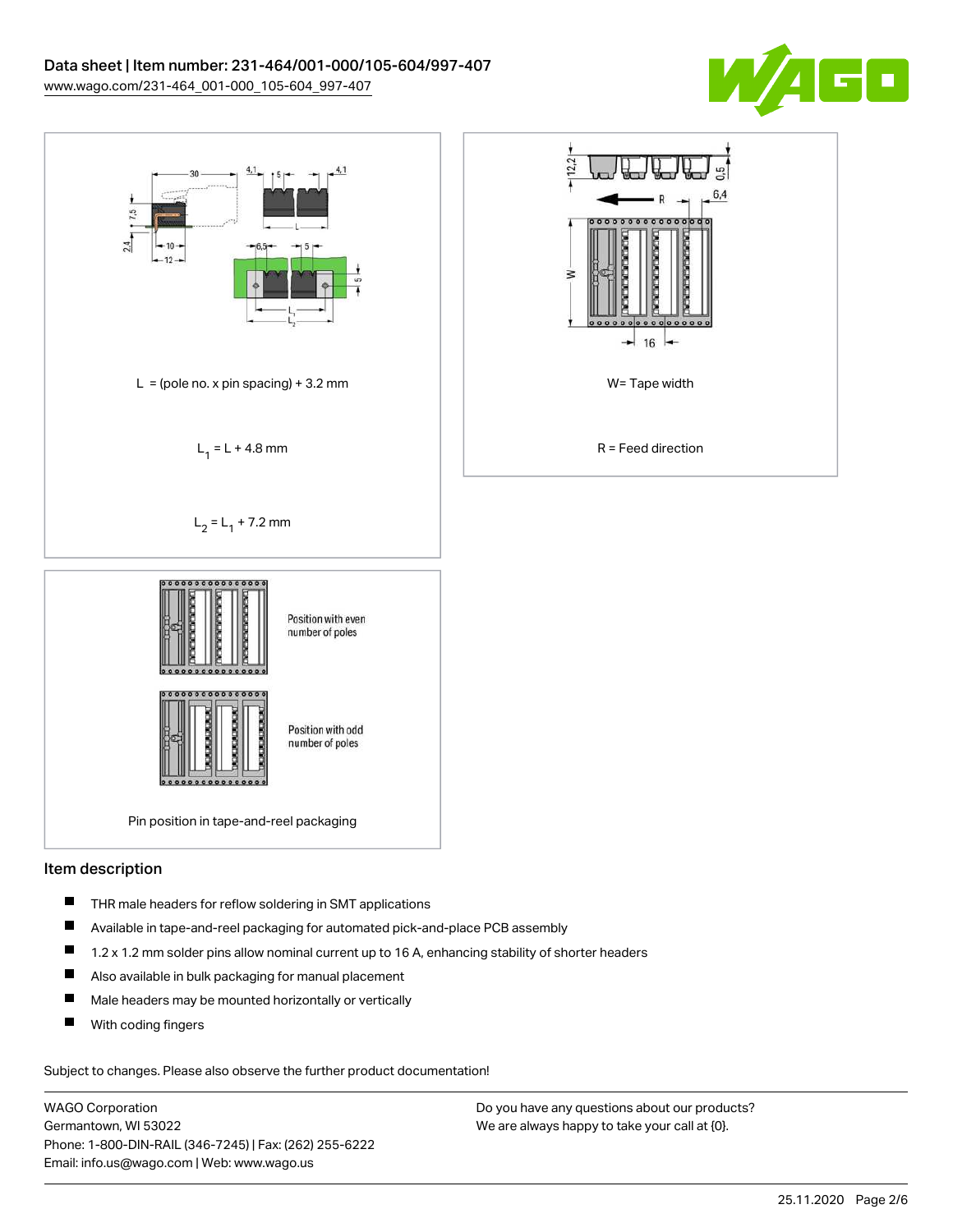L = (pole no. x pin spacing) + 3.2 mm

$L_1 = L + 4.8$ mm

$L_2 = L_1 + 7.2$ mm

W= Tape width

R = Feed direction

Position with even number of poles

Position with odd number of poles

Pin position in tape-and-reel packaging

## Item description

- THR male headers for reflow soldering in SMT applications
- Available in tape-and-reel packaging for automated pick-and-place PCB assembly
- 1.2 x 1.2 mm solder pins allow nominal current up to 16 A, enhancing stability of shorter headers
- Also available in bulk packaging for manual placement
- Male headers may be mounted horizontally or vertically
- With coding fingers

Subject to changes. Please also observe the further product documentation!

WAGO Corporation
Germantown, WI 53022
Phone: 1-800-DIN-RAIL (346-7245) | Fax: (262) 255-6222
Email: info.us@wago.com | Web: www.wago.us

Do you have any questions about our products?
We are always happy to take your call at {0}.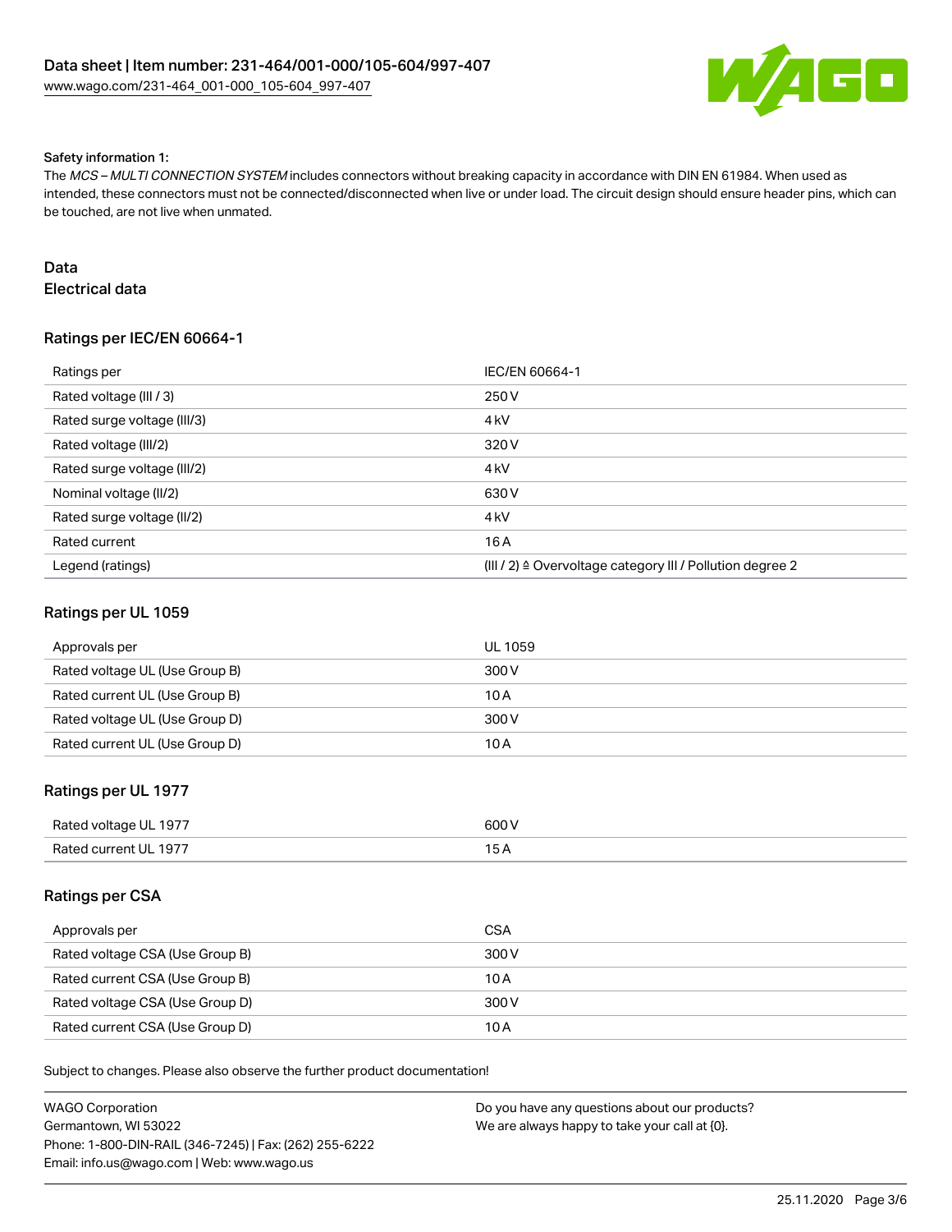Safety information 1:

The *MCS – MULTI CONNECTION SYSTEM* includes connectors without breaking capacity in accordance with DIN EN 61984. When used as intended, these connectors must not be connected/disconnected when live or under load. The circuit design should ensure header pins, which can be touched, are not live when unmated.

## Data

### Electrical data

#### Ratings per IEC/EN 60664-1

| Ratings per | IEC/EN 60664-1 |
| --- | --- |
| Rated voltage (III / 3) | 250 V |
| Rated surge voltage (III/3) | 4 kV |
| Rated voltage (III/2) | 320 V |
| Rated surge voltage (III/2) | 4 kV |
| Nominal voltage (II/2) | 630 V |
| Rated surge voltage (II/2) | 4 kV |
| Rated current | 16 A |
| Legend (ratings) | (III / 2) ≙ Overvoltage category III / Pollution degree 2 |

#### Ratings per UL 1059

| Approvals per | UL 1059 |
| --- | --- |
| Rated voltage UL (Use Group B) | 300 V |
| Rated current UL (Use Group B) | 10 A |
| Rated voltage UL (Use Group D) | 300 V |
| Rated current UL (Use Group D) | 10 A |

#### Ratings per UL 1977

| Rated voltage UL 1977 | 600 V |
| --- | --- |
| Rated current UL 1977 | 15 A |

#### Ratings per CSA

| Approvals per | CSA |
| --- | --- |
| Rated voltage CSA (Use Group B) | 300 V |
| Rated current CSA (Use Group B) | 10 A |
| Rated voltage CSA (Use Group D) | 300 V |
| Rated current CSA (Use Group D) | 10 A |

Subject to changes. Please also observe the further product documentation!

WAGO Corporation
Germantown, WI 53022
Phone: 1-800-DIN-RAIL (346-7245) | Fax: (262) 255-6222
Email: info.us@wago.com | Web: www.wago.us

Do you have any questions about our products?
We are always happy to take your call at {0}.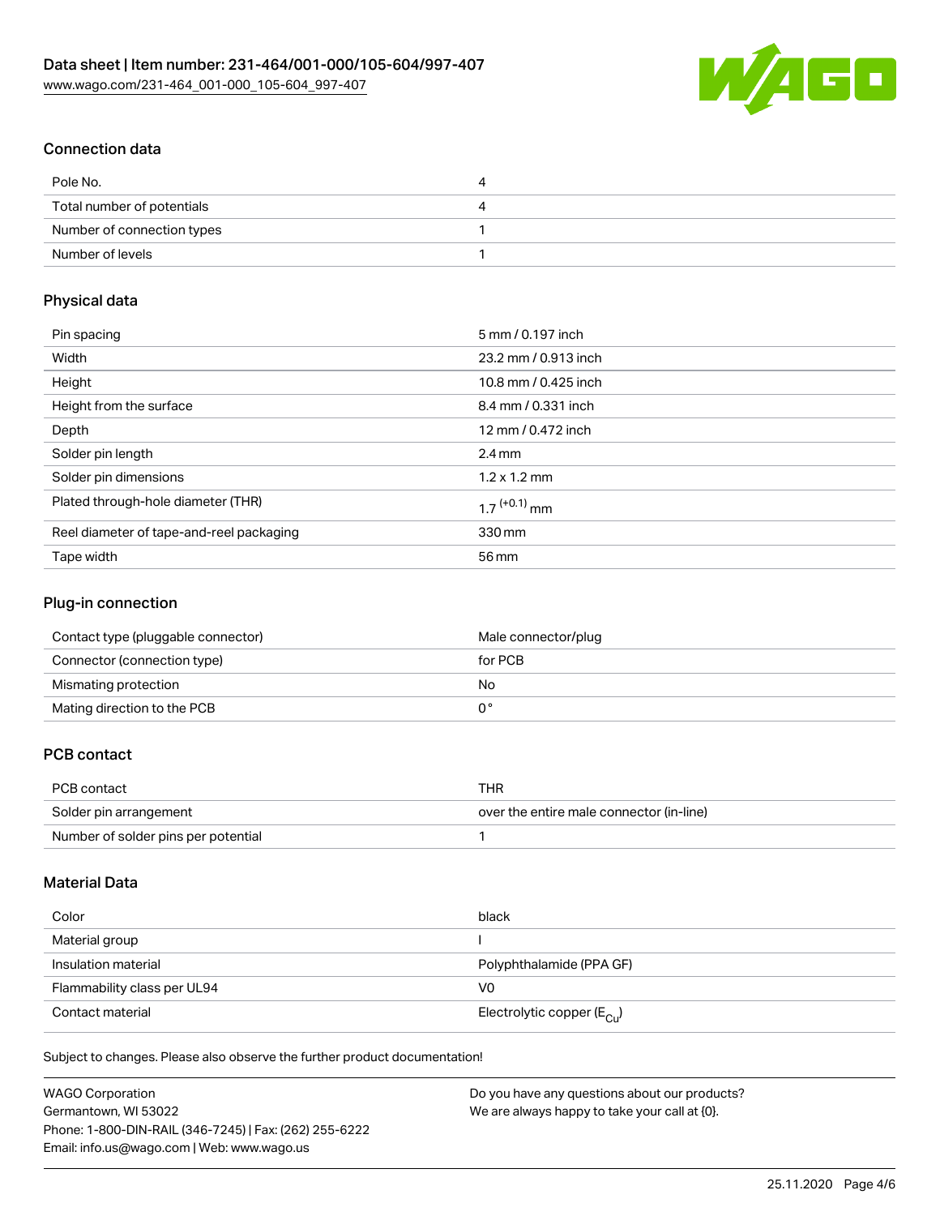## Connection data

| | |
|---|---|
| Pole No. | 4 |
| Total number of potentials | 4 |
| Number of connection types | 1 |
| Number of levels | 1 |

## Physical data

| | |
|---|---|
| Pin spacing | 5 mm / 0.197 inch |
| Width | 23.2 mm / 0.913 inch |
| Height | 10.8 mm / 0.425 inch |
| Height from the surface | 8.4 mm / 0.331 inch |
| Depth | 12 mm / 0.472 inch |
| Solder pin length | 2.4 mm |
| Solder pin dimensions | 1.2 x 1.2 mm |
| Plated through-hole diameter (THR) | $1.7^{(+0.1)}$ mm |
| Reel diameter of tape-and-reel packaging | 330 mm |
| Tape width | 56 mm |

## Plug-in connection

| | |
|---|---|
| Contact type (pluggable connector) | Male connector/plug |
| Connector (connection type) | for PCB |
| Mismatching protection | No |
| Mating direction to the PCB | 0 ° |

## PCB contact

| | |
|---|---|
| PCB contact | THR |
| Solder pin arrangement | over the entire male connector (in-line) |
| Number of solder pins per potential | 1 |

## Material Data

| | |
|---|---|
| Color | black |
| Material group | I |
| Insulation material | Polyphthalamide (PPA GF) |
| Flammability class per UL94 | V0 |
| Contact material | Electrolytic copper ($E_{Cu}$) |

Subject to changes. Please also observe the further product documentation!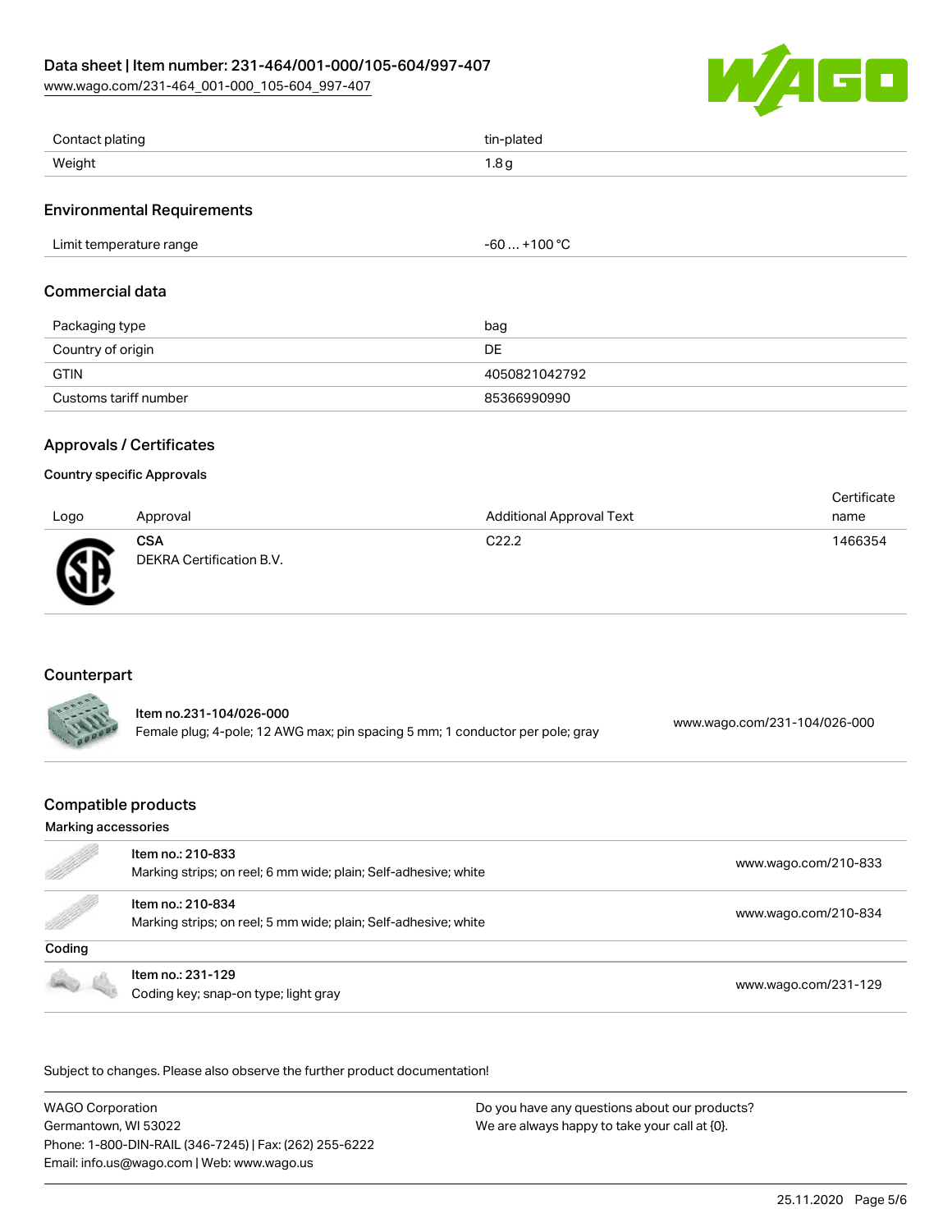| Contact plating | tin-plated |
| --- | --- |
| Weight | 1.8 g |

## Environmental Requirements

| Limit temperature range | -60 … +100 °C |
| --- | --- |

## Commercial data

| Packaging type | bag |
| --- | --- |
| Country of origin | DE |
| GTIN | 4050821042792 |
| Customs tariff number | 85366990990 |

## Approvals / Certificates

### Country specific Approvals

| Logo | Approval | Additional Approval Text | Certificate name |
| --- | --- | --- | --- |
| | **CSA** DEKRA Certification B.V. | C22.2 | 1466354 |

## Counterpart

| Item | Link |
| --- | --- |
| Item no.231-104/026-000 Female plug; 4-pole; 12 AWG max; pin spacing 5 mm; 1 conductor per pole; gray | www.wago.com/231-104/026-000 |

## Compatible products

### Marking accessories

| Item | Link |
| --- | --- |
| Item no.: 210-833 Marking strips; on reel; 6 mm wide; plain; Self-adhesive; white | www.wago.com/210-833 |
| Item no.: 210-834 Marking strips; on reel; 5 mm wide; plain; Self-adhesive; white | www.wago.com/210-834 |

### Coding

| Item | Link |
| --- | --- |
| Item no.: 231-129 Coding key; snap-on type; light gray | www.wago.com/231-129 |

Subject to changes. Please also observe the further product documentation!

WAGO Corporation
Germantown, WI 53022
Phone: 1-800-DIN-RAIL (346-7245) | Fax: (262) 255-6222
Email: info.us@wago.com | Web: www.wago.us

Do you have any questions about our products?
We are always happy to take your call at {0}.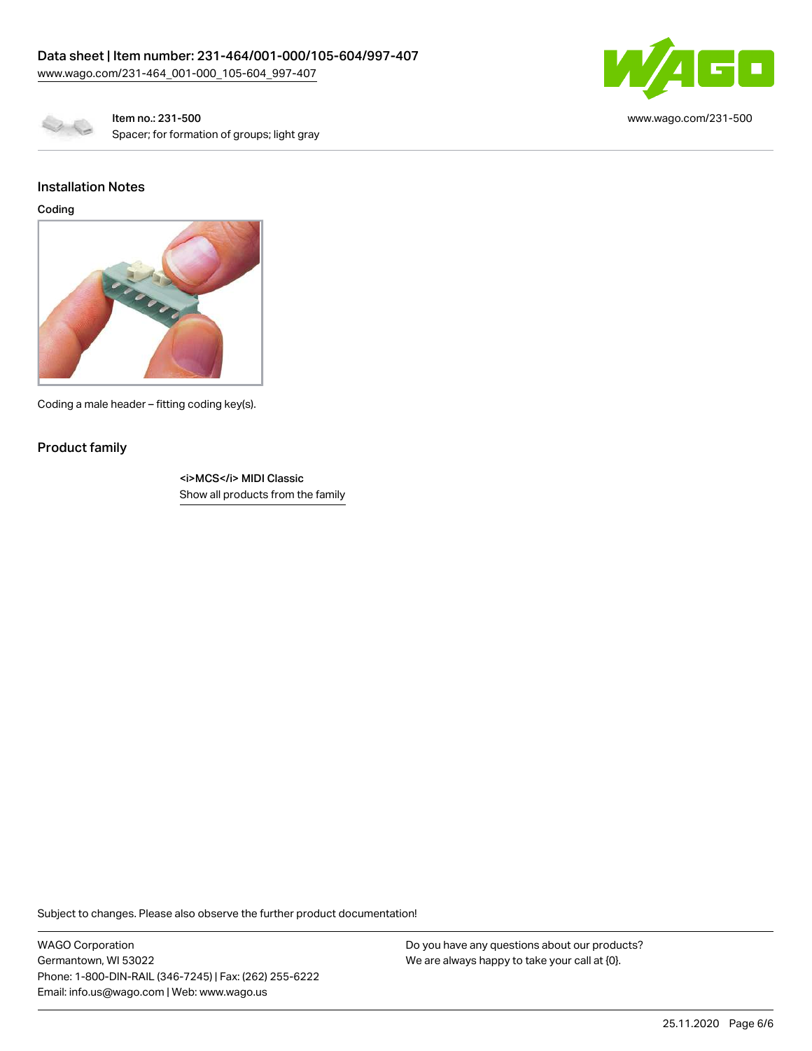Item no.: 231-500

Spacer; for formation of groups; light gray

www.wago.com/231-500

## Installation Notes

### Coding

Coding a male header – fitting coding key(s).

## Product family

<i>MCS</i> MIDI Classic

Show all products from the family

Subject to changes. Please also observe the further product documentation!

WAGO Corporation
Germantown, WI 53022
Phone: 1-800-DIN-RAIL (346-7245) | Fax: (262) 255-6222
Email: info.us@wago.com | Web: www.wago.us

Do you have any questions about our products?
We are always happy to take your call at {0}.